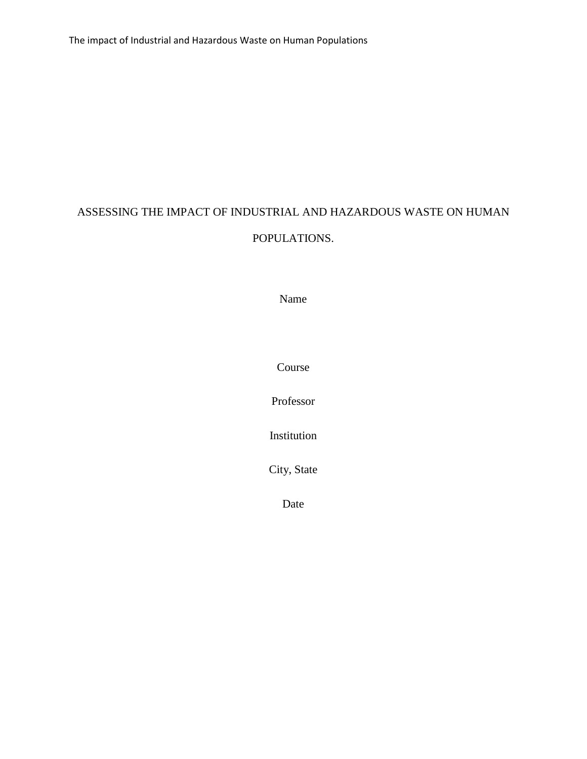# ASSESSING THE IMPACT OF INDUSTRIAL AND HAZARDOUS WASTE ON HUMAN POPULATIONS.

Name

Course

Professor

Institution

City, State

Date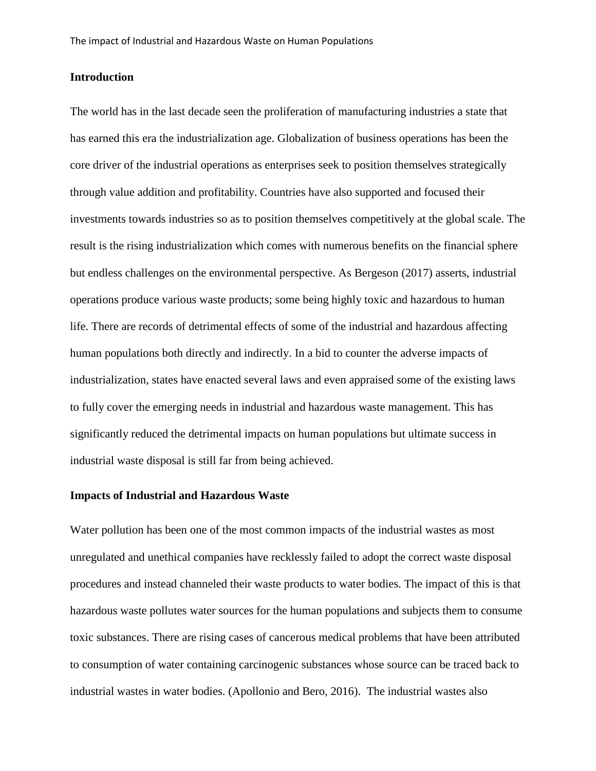## Introduction

The world has in the last decade seen the proliferation of manufacturing industries a state that has earned this era the industrialization age. Globalization of business operations has been the core driver of the industrial operations as enterprises seek to position themselves strategically through value addition and profitability. Countries have also supported and focused their investments towards industries so as to position themselves competitively at the global scale. The result is the rising industrialization which comes with numerous benefits on the financial sphere but endless challenges on the environmental perspective. As Bergeson (2017) asserts, industrial operations produce various waste products; some being highly toxic and hazardous to human life. There are records of detrimental effects of some of the industrial and hazardous affecting human populations both directly and indirectly. In a bid to counter the adverse impacts of industrialization, states have enacted several laws and even appraised some of the existing laws to fully cover the emerging needs in industrial and hazardous waste management. This has significantly reduced the detrimental impacts on human populations but ultimate success in industrial waste disposal is still far from being achieved.

## Impacts of Industrial and Hazardous Waste

Water pollution has been one of the most common impacts of the industrial wastes as most unregulated and unethical companies have recklessly failed to adopt the correct waste disposal procedures and instead channeled their waste products to water bodies. The impact of this is that hazardous waste pollutes water sources for the human populations and subjects them to consume toxic substances. There are rising cases of cancerous medical problems that have been attributed to consumption of water containing carcinogenic substances whose source can be traced back to industrial wastes in water bodies. (Apollonio and Bero, 2016). The industrial wastes also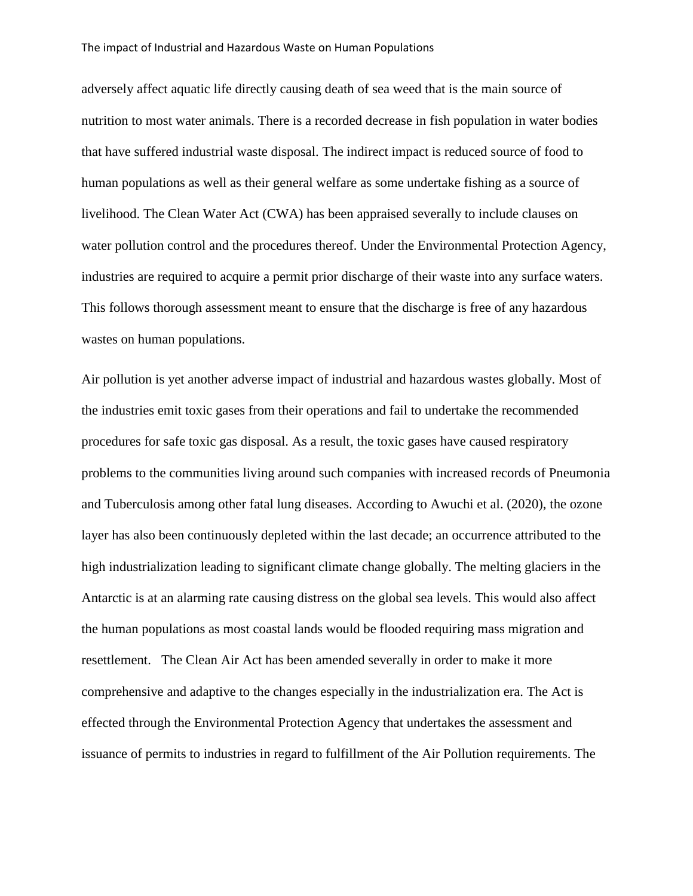adversely affect aquatic life directly causing death of sea weed that is the main source of nutrition to most water animals. There is a recorded decrease in fish population in water bodies that have suffered industrial waste disposal. The indirect impact is reduced source of food to human populations as well as their general welfare as some undertake fishing as a source of livelihood. The Clean Water Act (CWA) has been appraised severally to include clauses on water pollution control and the procedures thereof. Under the Environmental Protection Agency, industries are required to acquire a permit prior discharge of their waste into any surface waters. This follows thorough assessment meant to ensure that the discharge is free of any hazardous wastes on human populations.

Air pollution is yet another adverse impact of industrial and hazardous wastes globally. Most of the industries emit toxic gases from their operations and fail to undertake the recommended procedures for safe toxic gas disposal. As a result, the toxic gases have caused respiratory problems to the communities living around such companies with increased records of Pneumonia and Tuberculosis among other fatal lung diseases. According to Awuchi et al. (2020), the ozone layer has also been continuously depleted within the last decade; an occurrence attributed to the high industrialization leading to significant climate change globally. The melting glaciers in the Antarctic is at an alarming rate causing distress on the global sea levels. This would also affect the human populations as most coastal lands would be flooded requiring mass migration and resettlement. The Clean Air Act has been amended severally in order to make it more comprehensive and adaptive to the changes especially in the industrialization era. The Act is effected through the Environmental Protection Agency that undertakes the assessment and issuance of permits to industries in regard to fulfillment of the Air Pollution requirements. The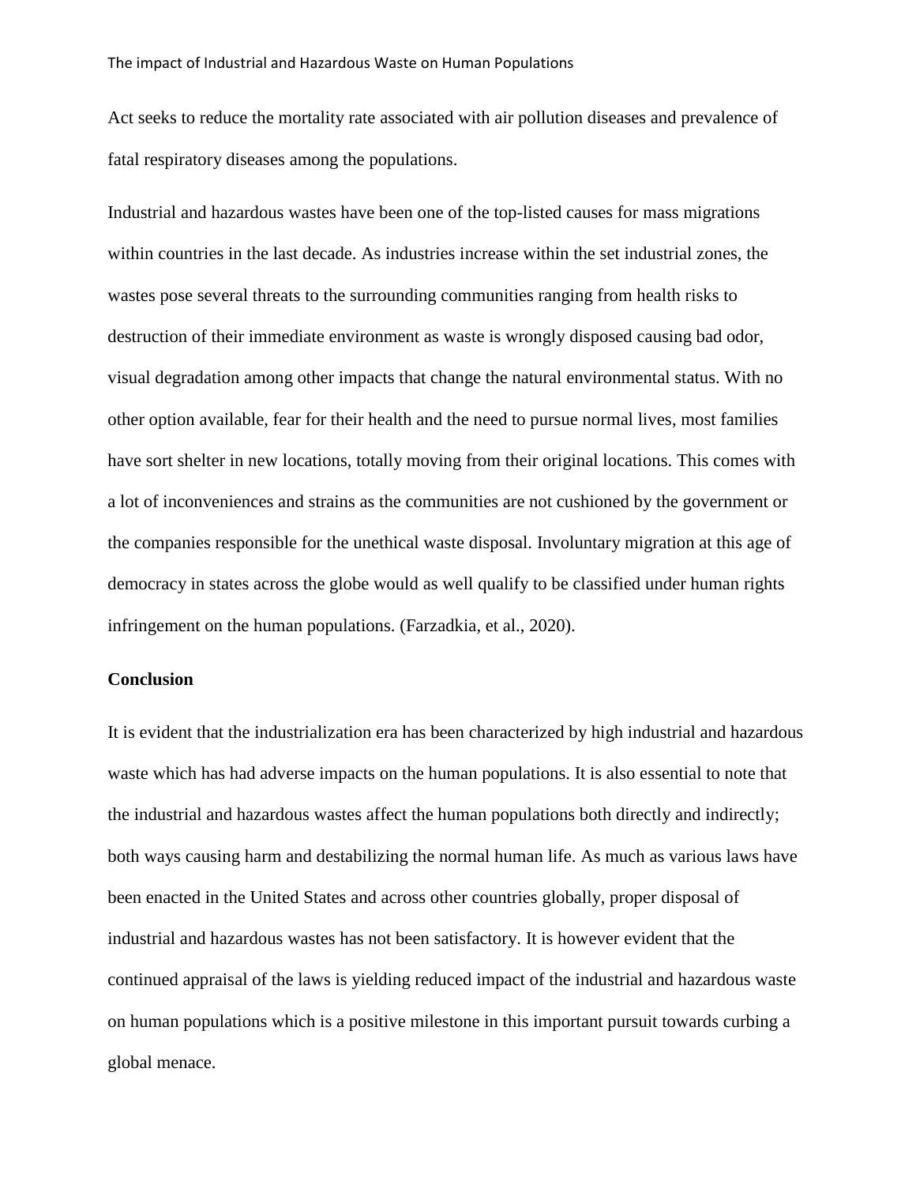Act seeks to reduce the mortality rate associated with air pollution diseases and prevalence of fatal respiratory diseases among the populations.

Industrial and hazardous wastes have been one of the top-listed causes for mass migrations within countries in the last decade. As industries increase within the set industrial zones, the wastes pose several threats to the surrounding communities ranging from health risks to destruction of their immediate environment as waste is wrongly disposed causing bad odor, visual degradation among other impacts that change the natural environmental status. With no other option available, fear for their health and the need to pursue normal lives, most families have sort shelter in new locations, totally moving from their original locations. This comes with a lot of inconveniences and strains as the communities are not cushioned by the government or the companies responsible for the unethical waste disposal. Involuntary migration at this age of democracy in states across the globe would as well qualify to be classified under human rights infringement on the human populations. (Farzadkia, et al., 2020).

**Conclusion**

It is evident that the industrialization era has been characterized by high industrial and hazardous waste which has had adverse impacts on the human populations. It is also essential to note that the industrial and hazardous wastes affect the human populations both directly and indirectly; both ways causing harm and destabilizing the normal human life. As much as various laws have been enacted in the United States and across other countries globally, proper disposal of industrial and hazardous wastes has not been satisfactory. It is however evident that the continued appraisal of the laws is yielding reduced impact of the industrial and hazardous waste on human populations which is a positive milestone in this important pursuit towards curbing a global menace.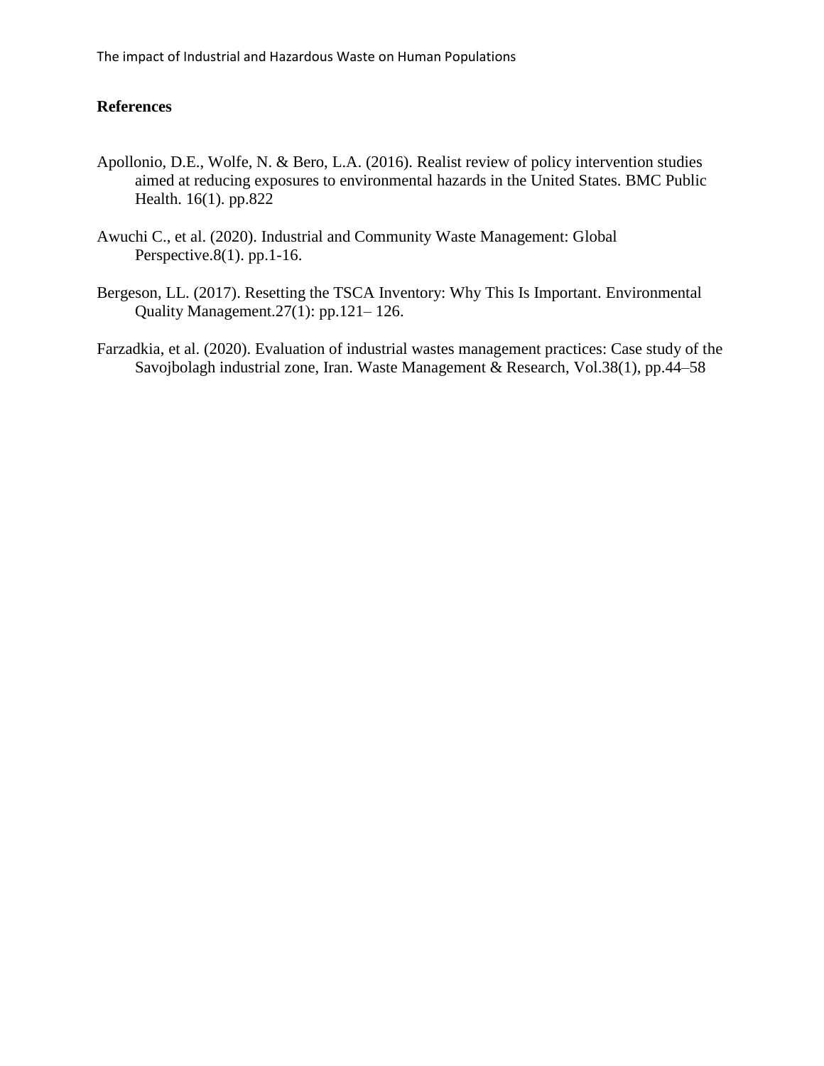## References

Apollonio, D.E., Wolfe, N. & Bero, L.A. (2016). Realist review of policy intervention studies aimed at reducing exposures to environmental hazards in the United States. BMC Public Health. 16(1). pp.822

Awuchi C., et al. (2020). Industrial and Community Waste Management: Global Perspective.8(1). pp.1-16.

Bergeson, LL. (2017). Resetting the TSCA Inventory: Why This Is Important. Environmental Quality Management.27(1): pp.121– 126.

Farzadkia, et al. (2020). Evaluation of industrial wastes management practices: Case study of the Savojbolagh industrial zone, Iran. Waste Management & Research, Vol.38(1), pp.44–58